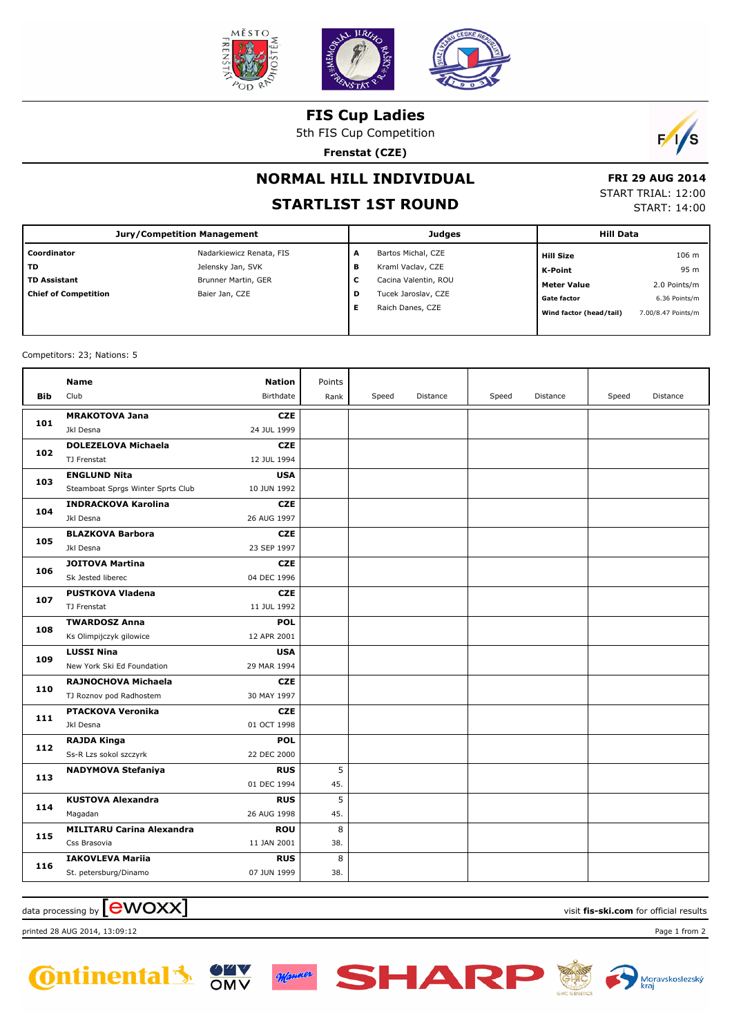# FIS Cup Ladies

5th FIS Cup Competition

**Frenstat (CZE)**

## NORMAL HILL INDIVIDUAL

## STARTLIST 1ST ROUND

**FRI 29 AUG 2014**
START TRIAL: 12:00
START: 14:00

| Jury/Competition Management | | Judges | | Hill Data | |
|---|---|---|---|---|---|
| **Coordinator** | Nadarkiewicz Renata, FIS | **A** | Bartos Michal, CZE | **Hill Size** | 106 m |
| **TD** | Jelensky Jan, SVK | **B** | Kraml Vaclav, CZE | **K-Point** | 95 m |
| **TD Assistant** | Brunner Martin, GER | **C** | Cacina Valentin, ROU | **Meter Value** | 2.0 Points/m |
| **Chief of Competition** | Baier Jan, CZE | **D** | Tucek Jaroslav, CZE | **Gate factor** | 6.36 Points/m |
| | | **E** | Raich Danes, CZE | **Wind factor (head/tail)** | 7.00/8.47 Points/m |

Competitors: 23; Nations: 5

| Bib | Name / Club | Nation / Birthdate | Points / Rank | Speed | Distance | Speed | Distance | Speed | Distance |
|---|---|---|---|---|---|---|---|---|---|
| 101 | **MRAKOTOVA Jana**<br>Jkl Desna | **CZE**<br>24 JUL 1999 | | | | | | | |
| 102 | **DOLEZELOVA Michaela**<br>TJ Frenstat | **CZE**<br>12 JUL 1994 | | | | | | | |
| 103 | **ENGLUND Nita**<br>Steamboat Sprgs Winter Sprts Club | **USA**<br>10 JUN 1992 | | | | | | | |
| 104 | **INDRACKOVA Karolina**<br>Jkl Desna | **CZE**<br>26 AUG 1997 | | | | | | | |
| 105 | **BLAZKOVA Barbora**<br>Jkl Desna | **CZE**<br>23 SEP 1997 | | | | | | | |
| 106 | **JOITOVA Martina**<br>Sk Jested liberec | **CZE**<br>04 DEC 1996 | | | | | | | |
| 107 | **PUSTKOVA Vladena**<br>TJ Frenstat | **CZE**<br>11 JUL 1992 | | | | | | | |
| 108 | **TWARDOSZ Anna**<br>Ks Olimpijczyk gilowice | **POL**<br>12 APR 2001 | | | | | | | |
| 109 | **LUSSI Nina**<br>New York Ski Ed Foundation | **USA**<br>29 MAR 1994 | | | | | | | |
| 110 | **RAJNOCHOVA Michaela**<br>TJ Roznov pod Radhostem | **CZE**<br>30 MAY 1997 | | | | | | | |
| 111 | **PTACKOVA Veronika**<br>Jkl Desna | **CZE**<br>01 OCT 1998 | | | | | | | |
| 112 | **RAJDA Kinga**<br>Ss-R Lzs sokol szczyrk | **POL**<br>22 DEC 2000 | | | | | | | |
| 113 | **NADYMOVA Stefaniya** | **RUS**<br>01 DEC 1994 | 5<br>45. | | | | | | |
| 114 | **KUSTOVA Alexandra**<br>Magadan | **RUS**<br>26 AUG 1998 | 5<br>45. | | | | | | |
| 115 | **MILITARU Carina Alexandra**<br>Css Brasovia | **ROU**<br>11 JAN 2001 | 8<br>38. | | | | | | |
| 116 | **IAKOVLEVA Mariia**<br>St. petersburg/Dinamo | **RUS**<br>07 JUN 1999 | 8<br>38. | | | | | | |

data processing by ewoxx — visit **fis-ski.com** for official results

printed 28 AUG 2014, 13:09:12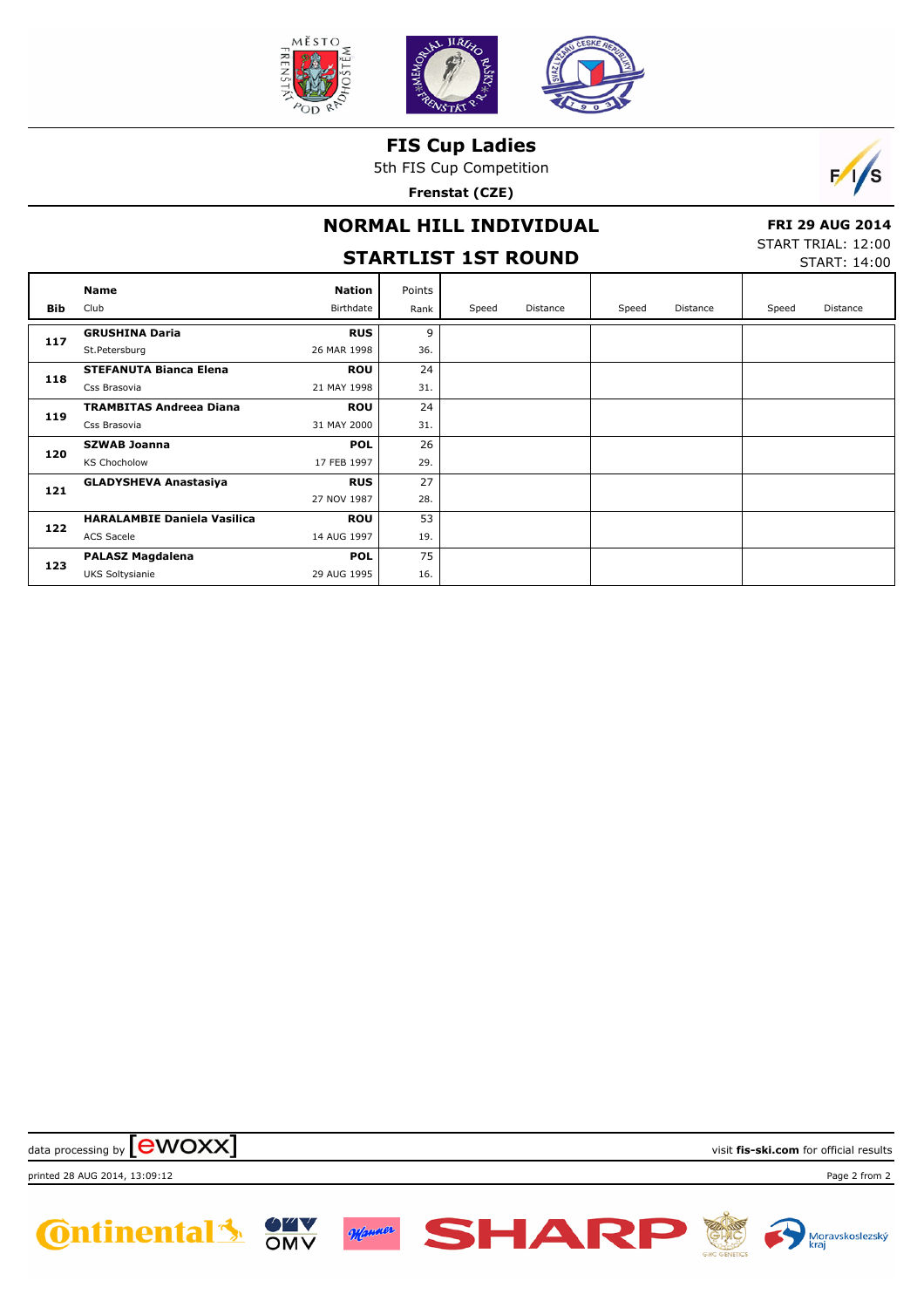# FIS Cup Ladies

5th FIS Cup Competition

**Frenstat (CZE)**

## NORMAL HILL INDIVIDUAL

**FRI 29 AUG 2014**

START TRIAL: 12:00

START: 14:00

## STARTLIST 1ST ROUND

| Bib | Name / Club | Nation / Birthdate | Points / Rank | Speed | Distance | Speed | Distance | Speed | Distance |
|---|---|---|---|---|---|---|---|---|---|
| 117 | **GRUSHINA Daria** St.Petersburg | **RUS** 26 MAR 1998 | 9 36. | | | | | | |
| 118 | **STEFANUTA Bianca Elena** Css Brasovia | **ROU** 21 MAY 1998 | 24 31. | | | | | | |
| 119 | **TRAMBITAS Andreea Diana** Css Brasovia | **ROU** 31 MAY 2000 | 24 31. | | | | | | |
| 120 | **SZWAB Joanna** KS Chocholow | **POL** 17 FEB 1997 | 26 29. | | | | | | |
| 121 | **GLADYSHEVA Anastasiya** | **RUS** 27 NOV 1987 | 27 28. | | | | | | |
| 122 | **HARALAMBIE Daniela Vasilica** ACS Sacele | **ROU** 14 AUG 1997 | 53 19. | | | | | | |
| 123 | **PALASZ Magdalena** UKS Soltysianie | **POL** 29 AUG 1995 | 75 16. | | | | | | |

data processing by ewoxx

visit **fis-ski.com** for official results

printed 28 AUG 2014, 13:09:12